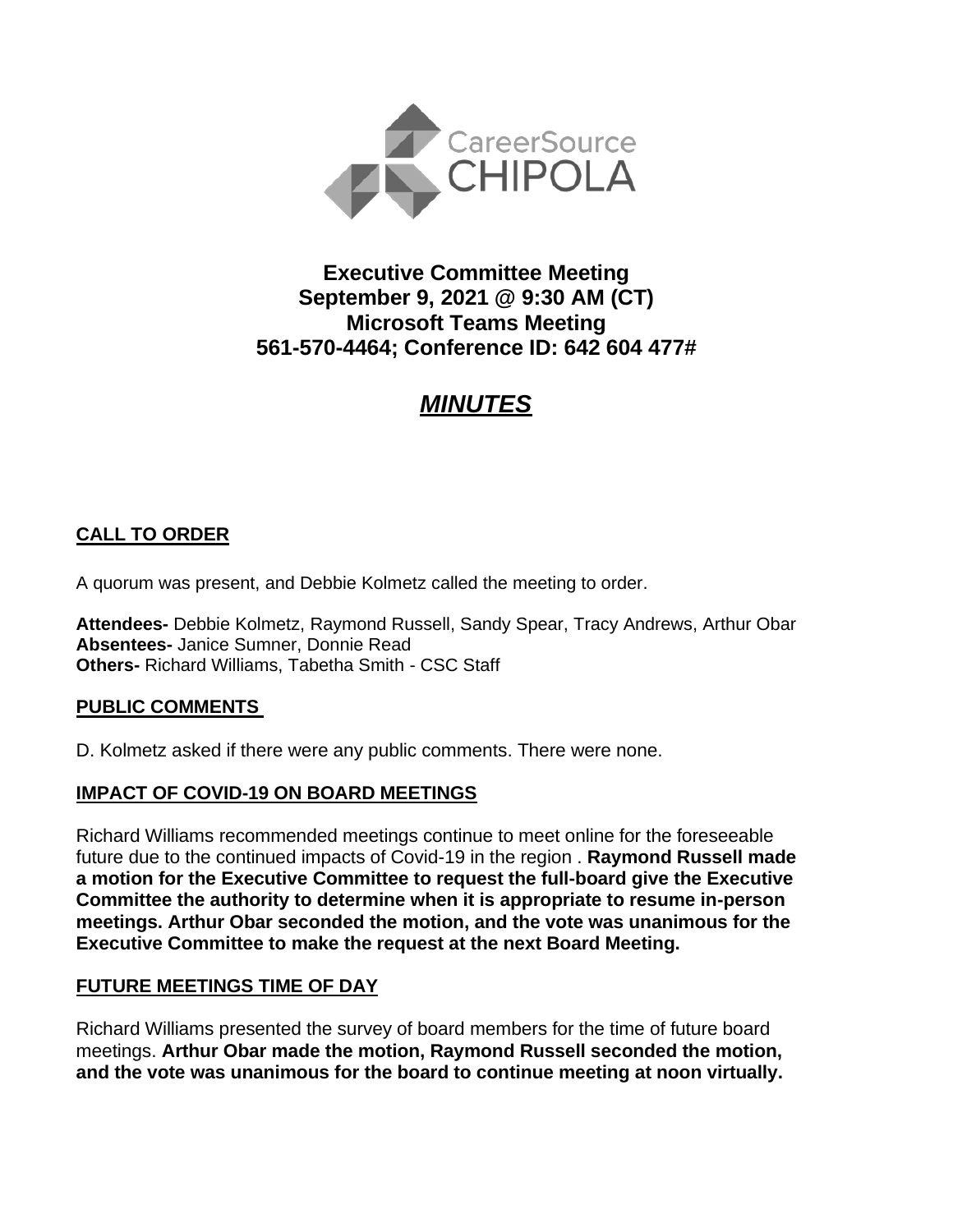CareerSource CHIPOLA

# Executive Committee Meeting
## September 9, 2021 @ 9:30 AM (CT)
## Microsoft Teams Meeting
## 561-570-4464; Conference ID: 642 604 477#

# ***MINUTES***

## CALL TO ORDER

A quorum was present, and Debbie Kolmetz called the meeting to order.

**Attendees-** Debbie Kolmetz, Raymond Russell, Sandy Spear, Tracy Andrews, Arthur Obar
**Absentees-** Janice Sumner, Donnie Read
**Others-** Richard Williams, Tabetha Smith - CSC Staff

## PUBLIC COMMENTS

D. Kolmetz asked if there were any public comments. There were none.

## IMPACT OF COVID-19 ON BOARD MEETINGS

Richard Williams recommended meetings continue to meet online for the foreseeable future due to the continued impacts of Covid-19 in the region . **Raymond Russell made a motion for the Executive Committee to request the full-board give the Executive Committee the authority to determine when it is appropriate to resume in-person meetings. Arthur Obar seconded the motion, and the vote was unanimous for the Executive Committee to make the request at the next Board Meeting.**

## FUTURE MEETINGS TIME OF DAY

Richard Williams presented the survey of board members for the time of future board meetings. **Arthur Obar made the motion, Raymond Russell seconded the motion, and the vote was unanimous for the board to continue meeting at noon virtually.**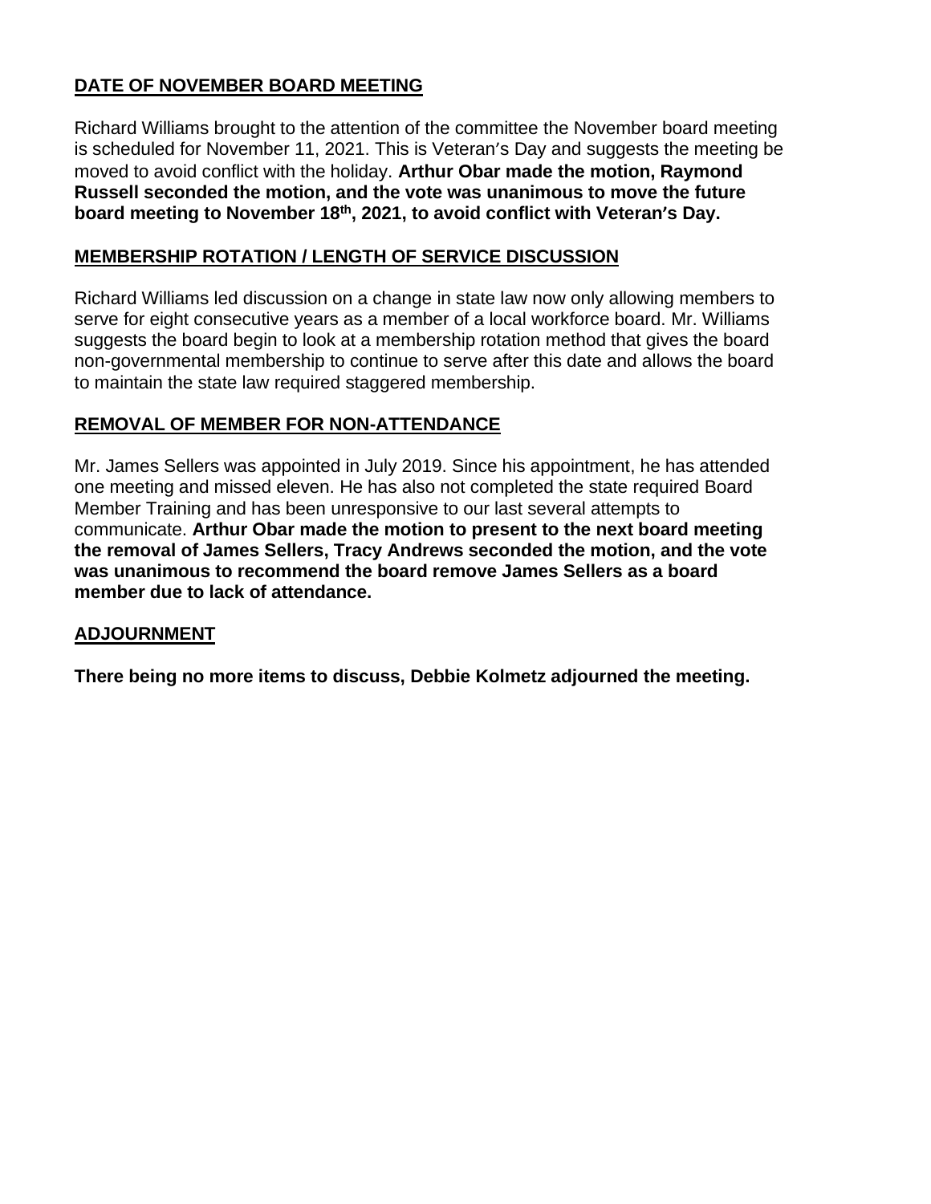## DATE OF NOVEMBER BOARD MEETING

Richard Williams brought to the attention of the committee the November board meeting is scheduled for November 11, 2021. This is Veteran's Day and suggests the meeting be moved to avoid conflict with the holiday. **Arthur Obar made the motion, Raymond Russell seconded the motion, and the vote was unanimous to move the future board meeting to November 18th, 2021, to avoid conflict with Veteran's Day.**

## MEMBERSHIP ROTATION / LENGTH OF SERVICE DISCUSSION

Richard Williams led discussion on a change in state law now only allowing members to serve for eight consecutive years as a member of a local workforce board. Mr. Williams suggests the board begin to look at a membership rotation method that gives the board non-governmental membership to continue to serve after this date and allows the board to maintain the state law required staggered membership.

## REMOVAL OF MEMBER FOR NON-ATTENDANCE

Mr. James Sellers was appointed in July 2019. Since his appointment, he has attended one meeting and missed eleven. He has also not completed the state required Board Member Training and has been unresponsive to our last several attempts to communicate. **Arthur Obar made the motion to present to the next board meeting the removal of James Sellers, Tracy Andrews seconded the motion, and the vote was unanimous to recommend the board remove James Sellers as a board member due to lack of attendance.**

## ADJOURNMENT

**There being no more items to discuss, Debbie Kolmetz adjourned the meeting.**